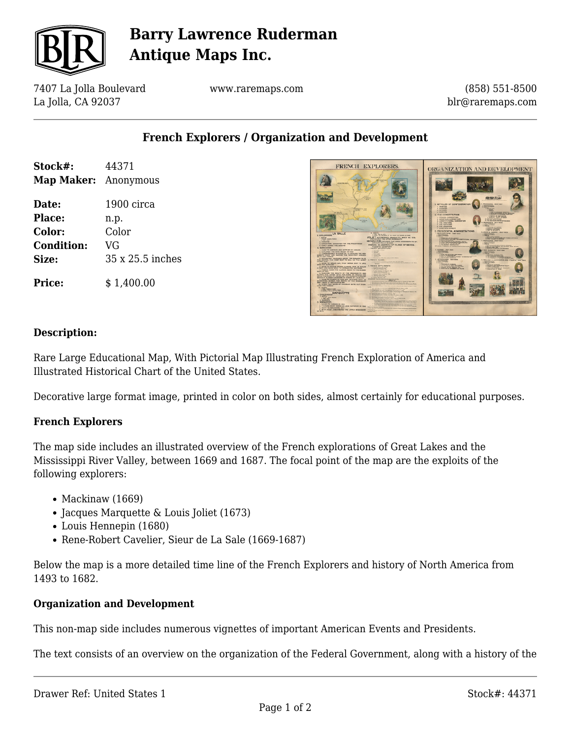# Barry Lawrence Ruderman Antique Maps Inc.

7407 La Jolla Boulevard
La Jolla, CA 92037

www.raremaps.com

(858) 551-8500
blr@raremaps.com

## French Explorers / Organization and Development

**Stock#:** 44371
**Map Maker:** Anonymous

**Date:** 1900 circa
**Place:** n.p.
**Color:** Color
**Condition:** VG
**Size:** 35 x 25.5 inches

**Price:** $ 1,400.00

### Description:

Rare Large Educational Map, With Pictorial Map Illustrating French Exploration of America and Illustrated Historical Chart of the United States.

Decorative large format image, printed in color on both sides, almost certainly for educational purposes.

### French Explorers

The map side includes an illustrated overview of the French explorations of Great Lakes and the Mississippi River Valley, between 1669 and 1687. The focal point of the map are the exploits of the following explorers:

- Mackinaw (1669)
- Jacques Marquette & Louis Joliet (1673)
- Louis Hennepin (1680)
- Rene-Robert Cavelier, Sieur de La Sale (1669-1687)

Below the map is a more detailed time line of the French Explorers and history of North America from 1493 to 1682.

### Organization and Development

This non-map side includes numerous vignettes of important American Events and Presidents.

The text consists of an overview on the organization of the Federal Government, along with a history of the

Drawer Ref: United States 1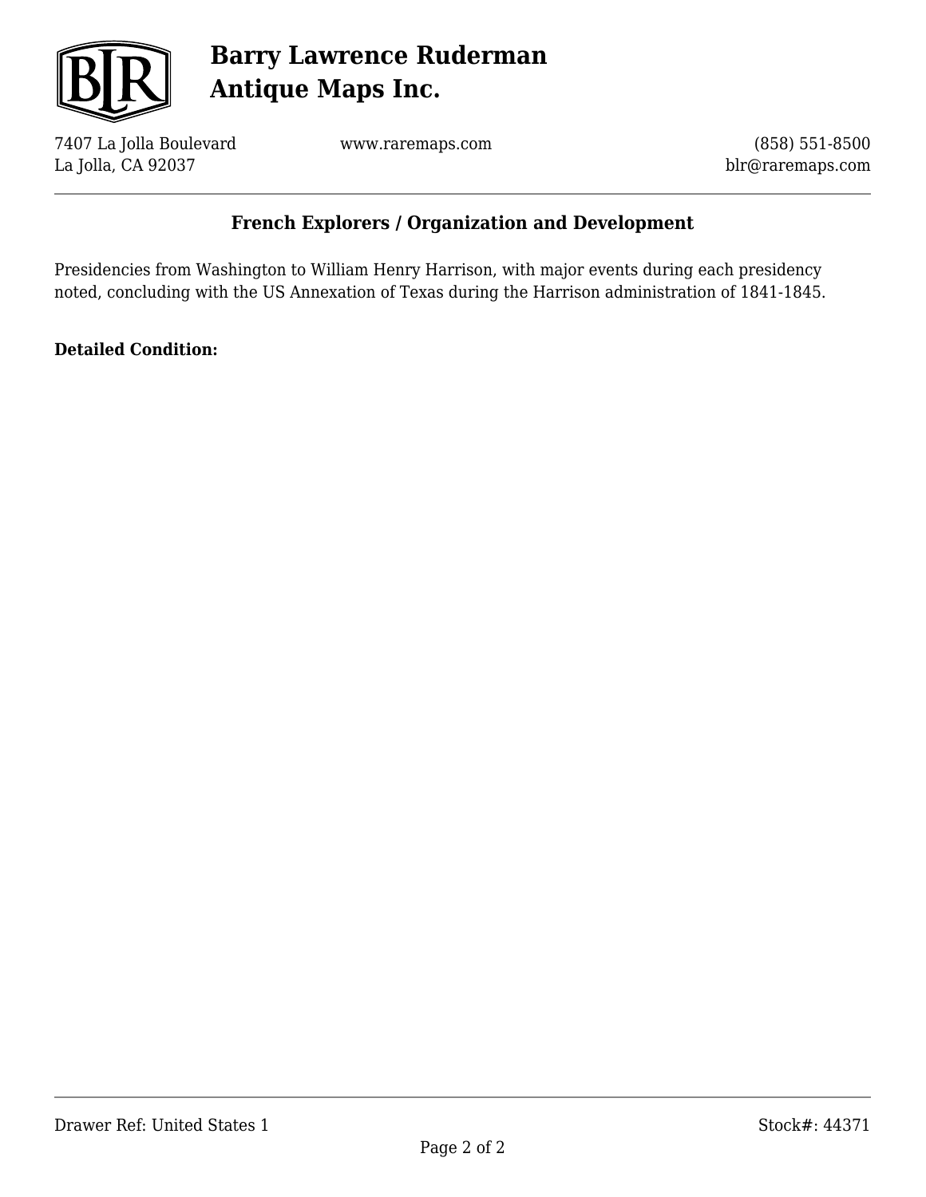## French Explorers / Organization and Development

Presidencies from Washington to William Henry Harrison, with major events during each presidency noted, concluding with the US Annexation of Texas during the Harrison administration of 1841-1845.

**Detailed Condition:**